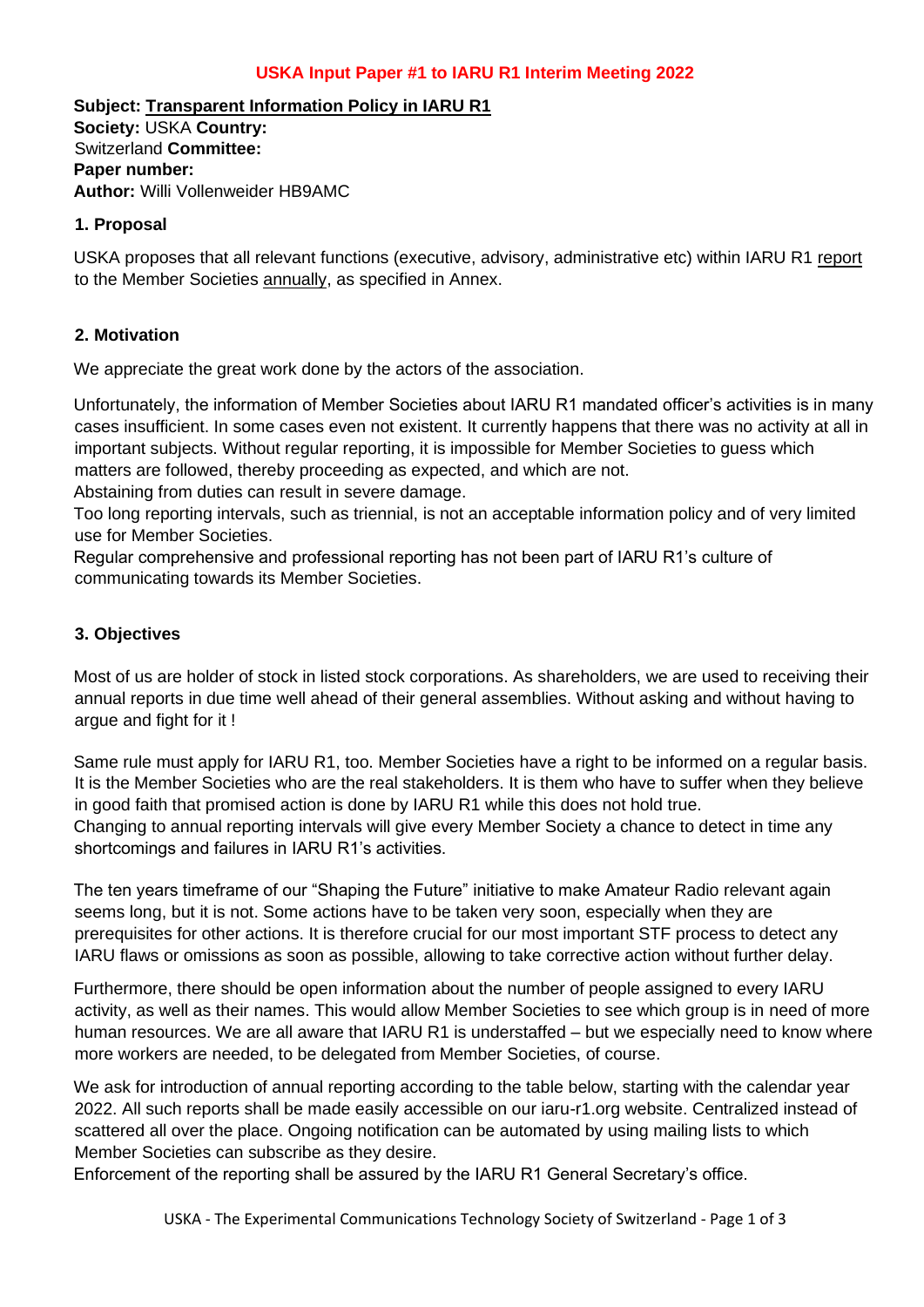**USKA Input Paper #1 to IARU R1 Interim Meeting 2022**

**Subject:** <u>Transparent Information Policy in IARU R1</u>
**Society:** USKA **Country:** Switzerland **Committee:**
**Paper number:**
**Author:** Willi Vollenweider HB9AMC

## 1. Proposal

USKA proposes that all relevant functions (executive, advisory, administrative etc) within IARU R1 <u>report</u> to the Member Societies <u>annually</u>, as specified in Annex.

## 2. Motivation

We appreciate the great work done by the actors of the association.

Unfortunately, the information of Member Societies about IARU R1 mandated officer's activities is in many cases insufficient. In some cases even not existent. It currently happens that there was no activity at all in important subjects. Without regular reporting, it is impossible for Member Societies to guess which matters are followed, thereby proceeding as expected, and which are not.
Abstaining from duties can result in severe damage.
Too long reporting intervals, such as triennial, is not an acceptable information policy and of very limited use for Member Societies.
Regular comprehensive and professional reporting has not been part of IARU R1's culture of communicating towards its Member Societies.

## 3. Objectives

Most of us are holder of stock in listed stock corporations. As shareholders, we are used to receiving their annual reports in due time well ahead of their general assemblies. Without asking and without having to argue and fight for it !

Same rule must apply for IARU R1, too. Member Societies have a right to be informed on a regular basis. It is the Member Societies who are the real stakeholders. It is them who have to suffer when they believe in good faith that promised action is done by IARU R1 while this does not hold true.
Changing to annual reporting intervals will give every Member Society a chance to detect in time any shortcomings and failures in IARU R1's activities.

The ten years timeframe of our "Shaping the Future" initiative to make Amateur Radio relevant again seems long, but it is not. Some actions have to be taken very soon, especially when they are prerequisites for other actions. It is therefore crucial for our most important STF process to detect any IARU flaws or omissions as soon as possible, allowing to take corrective action without further delay.

Furthermore, there should be open information about the number of people assigned to every IARU activity, as well as their names. This would allow Member Societies to see which group is in need of more human resources. We are all aware that IARU R1 is understaffed – but we especially need to know where more workers are needed, to be delegated from Member Societies, of course.

We ask for introduction of annual reporting according to the table below, starting with the calendar year 2022. All such reports shall be made easily accessible on our iaru-r1.org website. Centralized instead of scattered all over the place. Ongoing notification can be automated by using mailing lists to which Member Societies can subscribe as they desire.
Enforcement of the reporting shall be assured by the IARU R1 General Secretary's office.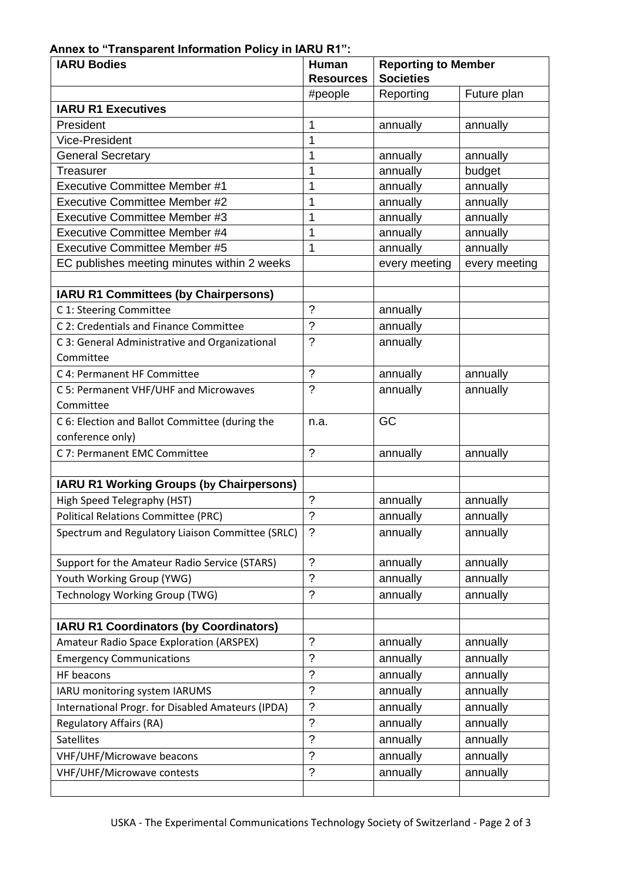**Annex to "Transparent Information Policy in IARU R1":**

| IARU Bodies | Human Resources | Reporting to Member Societies | |
|---|---|---|---|
| | #people | Reporting | Future plan |
| **IARU R1 Executives** | | | |
| President | 1 | annually | annually |
| Vice-President | 1 | | |
| General Secretary | 1 | annually | annually |
| Treasurer | 1 | annually | budget |
| Executive Committee Member #1 | 1 | annually | annually |
| Executive Committee Member #2 | 1 | annually | annually |
| Executive Committee Member #3 | 1 | annually | annually |
| Executive Committee Member #4 | 1 | annually | annually |
| Executive Committee Member #5 | 1 | annually | annually |
| EC publishes meeting minutes within 2 weeks | | every meeting | every meeting |
| | | | |
| **IARU R1 Committees (by Chairpersons)** | | | |
| C 1: Steering Committee | ? | annually | |
| C 2: Credentials and Finance Committee | ? | annually | |
| C 3: General Administrative and Organizational Committee | ? | annually | |
| C 4: Permanent HF Committee | ? | annually | annually |
| C 5: Permanent VHF/UHF and Microwaves Committee | ? | annually | annually |
| C 6: Election and Ballot Committee (during the conference only) | n.a. | GC | |
| C 7: Permanent EMC Committee | ? | annually | annually |
| | | | |
| **IARU R1 Working Groups (by Chairpersons)** | | | |
| High Speed Telegraphy (HST) | ? | annually | annually |
| Political Relations Committee (PRC) | ? | annually | annually |
| Spectrum and Regulatory Liaison Committee (SRLC) | ? | annually | annually |
| Support for the Amateur Radio Service (STARS) | ? | annually | annually |
| Youth Working Group (YWG) | ? | annually | annually |
| Technology Working Group (TWG) | ? | annually | annually |
| | | | |
| **IARU R1 Coordinators (by Coordinators)** | | | |
| Amateur Radio Space Exploration (ARSPEX) | ? | annually | annually |
| Emergency Communications | ? | annually | annually |
| HF beacons | ? | annually | annually |
| IARU monitoring system IARUMS | ? | annually | annually |
| International Progr. for Disabled Amateurs (IPDA) | ? | annually | annually |
| Regulatory Affairs (RA) | ? | annually | annually |
| Satellites | ? | annually | annually |
| VHF/UHF/Microwave beacons | ? | annually | annually |
| VHF/UHF/Microwave contests | ? | annually | annually |
| | | | |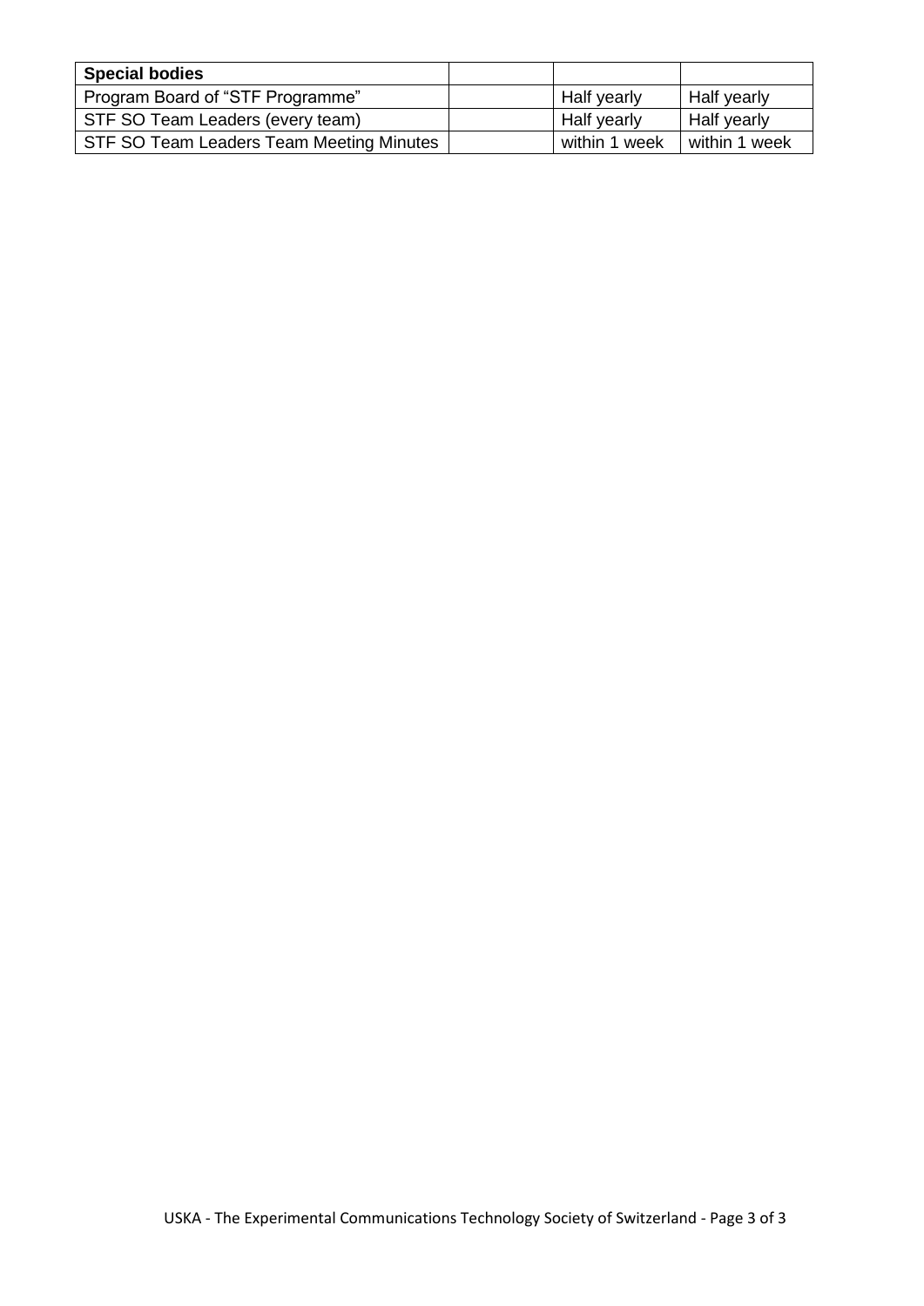| | | | |
|---|---|---|---|
| **Special bodies** | | | |
| Program Board of "STF Programme" | | Half yearly | Half yearly |
| STF SO Team Leaders (every team) | | Half yearly | Half yearly |
| STF SO Team Leaders Team Meeting Minutes | | within 1 week | within 1 week |